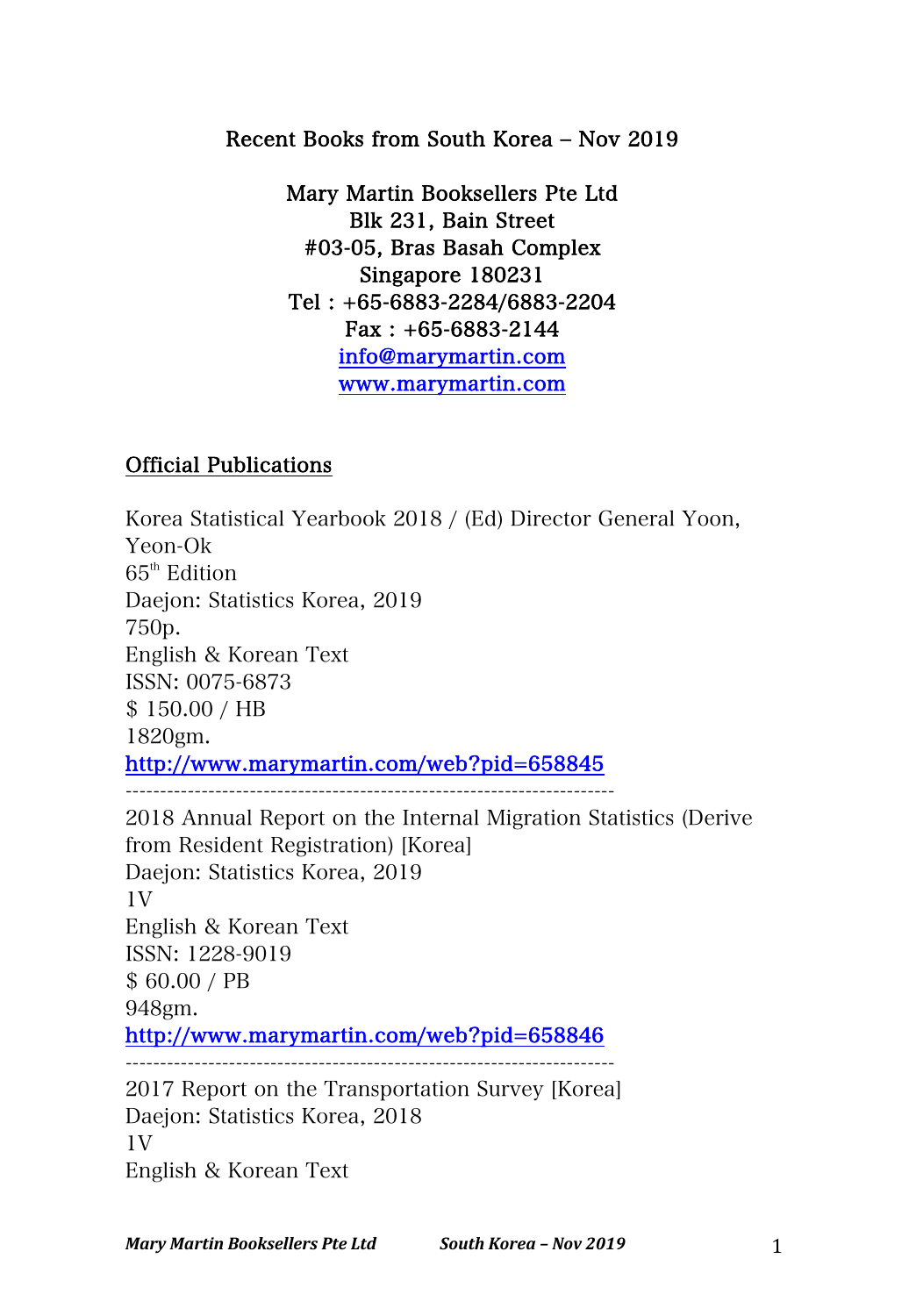Recent Books from South Korea – Nov 2019

Mary Martin Booksellers Pte Ltd
Blk 231, Bain Street
#03-05, Bras Basah Complex
Singapore 180231
Tel : +65-6883-2284/6883-2204
Fax : +65-6883-2144
info@marymartin.com
www.marymartin.com

## Official Publications

Korea Statistical Yearbook 2018 / (Ed) Director General Yoon, Yeon-Ok
65th Edition
Daejon: Statistics Korea, 2019
750p.
English & Korean Text
ISSN: 0075-6873
$ 150.00 / HB
1820gm.
http://www.marymartin.com/web?pid=658845

---

2018 Annual Report on the Internal Migration Statistics (Derive from Resident Registration) [Korea]
Daejon: Statistics Korea, 2019
1V
English & Korean Text
ISSN: 1228-9019
$ 60.00 / PB
948gm.
http://www.marymartin.com/web?pid=658846

---

2017 Report on the Transportation Survey [Korea]
Daejon: Statistics Korea, 2018
1V
English & Korean Text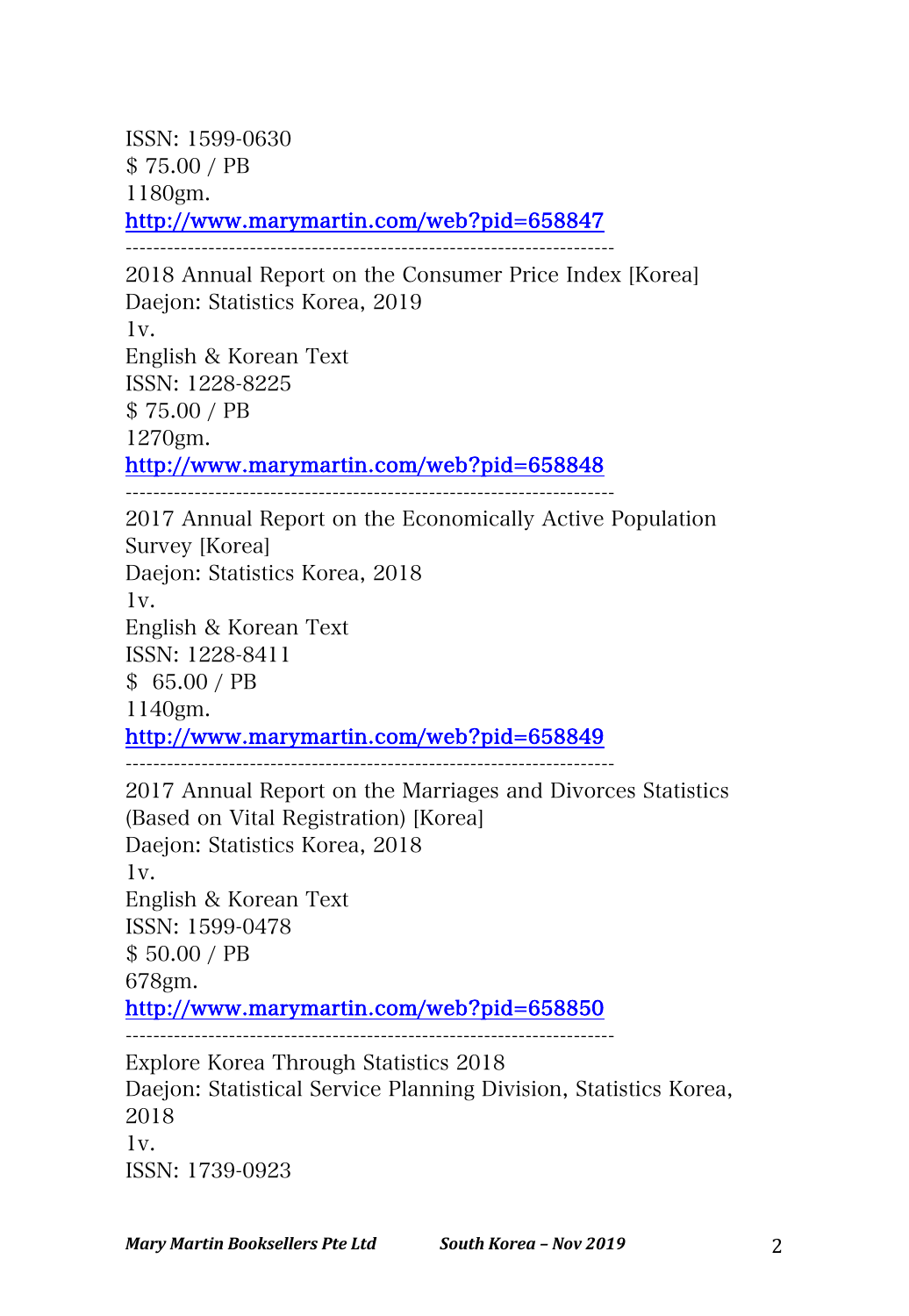ISSN: 1599-0630
$ 75.00 / PB
1180gm.
http://www.marymartin.com/web?pid=658847

---

2018 Annual Report on the Consumer Price Index [Korea]
Daejon: Statistics Korea, 2019
1v.
English & Korean Text
ISSN: 1228-8225
$ 75.00 / PB
1270gm.
http://www.marymartin.com/web?pid=658848

---

2017 Annual Report on the Economically Active Population Survey [Korea]
Daejon: Statistics Korea, 2018
1v.
English & Korean Text
ISSN: 1228-8411
$ 65.00 / PB
1140gm.
http://www.marymartin.com/web?pid=658849

---

2017 Annual Report on the Marriages and Divorces Statistics (Based on Vital Registration) [Korea]
Daejon: Statistics Korea, 2018
1v.
English & Korean Text
ISSN: 1599-0478
$ 50.00 / PB
678gm.
http://www.marymartin.com/web?pid=658850

---

Explore Korea Through Statistics 2018
Daejon: Statistical Service Planning Division, Statistics Korea, 2018
1v.
ISSN: 1739-0923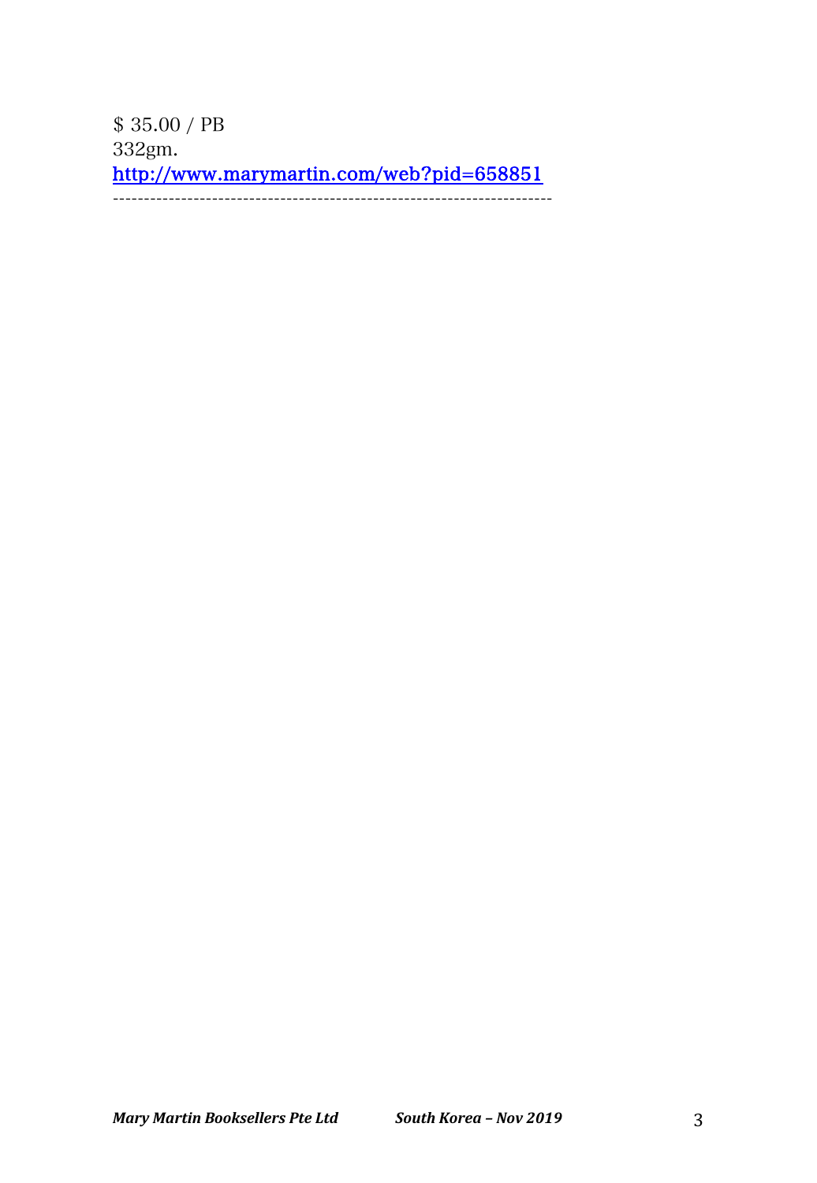$ 35.00 / PB
332gm.
http://www.marymartin.com/web?pid=658851
-----------------------------------------------------------------------